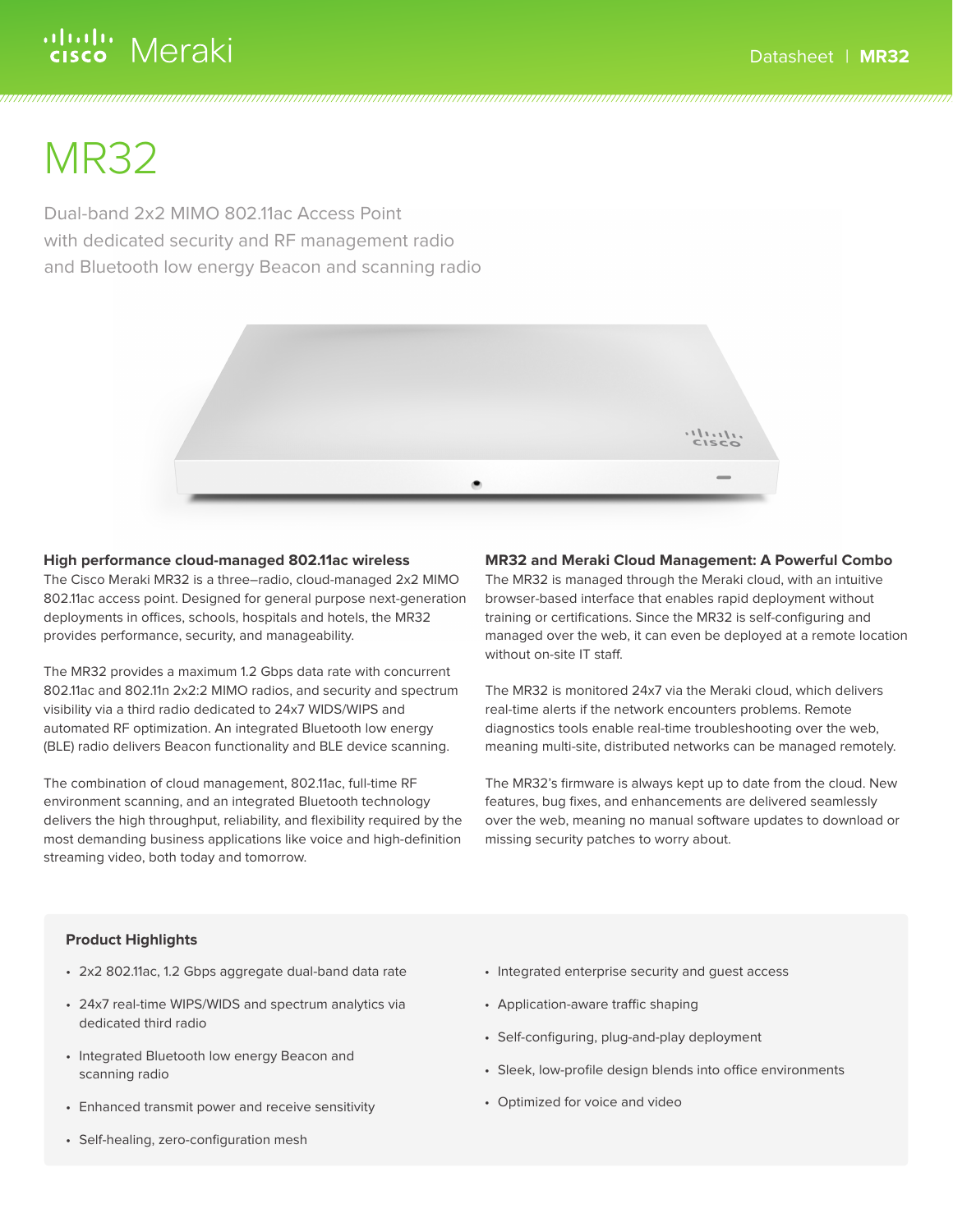# MR32

Dual-band 2x2 MIMO 802.11ac Access Point
with dedicated security and RF management radio
and Bluetooth low energy Beacon and scanning radio

### High performance cloud-managed 802.11ac wireless

The Cisco Meraki MR32 is a three–radio, cloud-managed 2x2 MIMO 802.11ac access point. Designed for general purpose next-generation deployments in offices, schools, hospitals and hotels, the MR32 provides performance, security, and manageability.

The MR32 provides a maximum 1.2 Gbps data rate with concurrent 802.11ac and 802.11n 2x2:2 MIMO radios, and security and spectrum visibility via a third radio dedicated to 24x7 WIDS/WIPS and automated RF optimization. An integrated Bluetooth low energy (BLE) radio delivers Beacon functionality and BLE device scanning.

The combination of cloud management, 802.11ac, full-time RF environment scanning, and an integrated Bluetooth technology delivers the high throughput, reliability, and flexibility required by the most demanding business applications like voice and high-definition streaming video, both today and tomorrow.

### MR32 and Meraki Cloud Management: A Powerful Combo

The MR32 is managed through the Meraki cloud, with an intuitive browser-based interface that enables rapid deployment without training or certifications. Since the MR32 is self-configuring and managed over the web, it can even be deployed at a remote location without on-site IT staff.

The MR32 is monitored 24x7 via the Meraki cloud, which delivers real-time alerts if the network encounters problems. Remote diagnostics tools enable real-time troubleshooting over the web, meaning multi-site, distributed networks can be managed remotely.

The MR32's firmware is always kept up to date from the cloud. New features, bug fixes, and enhancements are delivered seamlessly over the web, meaning no manual software updates to download or missing security patches to worry about.

### Product Highlights

- 2x2 802.11ac, 1.2 Gbps aggregate dual-band data rate
- 24x7 real-time WIPS/WIDS and spectrum analytics via dedicated third radio
- Integrated Bluetooth low energy Beacon and scanning radio
- Enhanced transmit power and receive sensitivity
- Self-healing, zero-configuration mesh
- Integrated enterprise security and guest access
- Application-aware traffic shaping
- Self-configuring, plug-and-play deployment
- Sleek, low-profile design blends into office environments
- Optimized for voice and video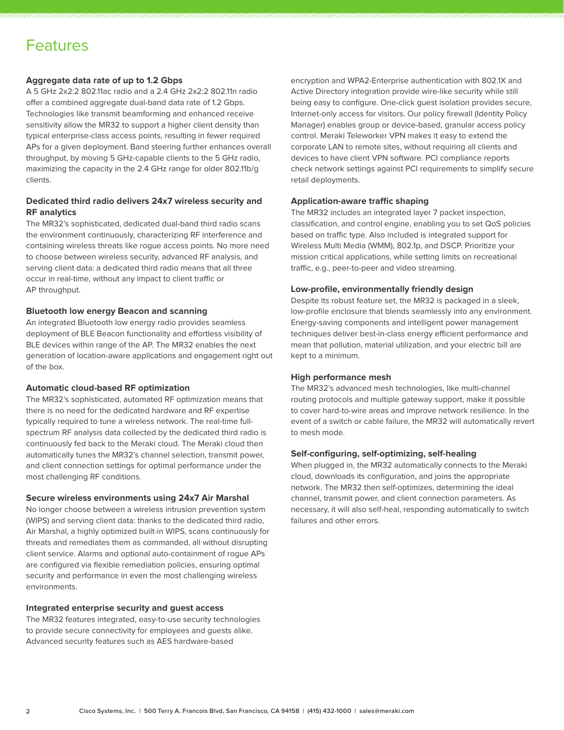## Features

### Aggregate data rate of up to 1.2 Gbps

A 5 GHz 2x2:2 802.11ac radio and a 2.4 GHz 2x2:2 802.11n radio offer a combined aggregate dual-band data rate of 1.2 Gbps. Technologies like transmit beamforming and enhanced receive sensitivity allow the MR32 to support a higher client density than typical enterprise-class access points, resulting in fewer required APs for a given deployment. Band steering further enhances overall throughput, by moving 5 GHz-capable clients to the 5 GHz radio, maximizing the capacity in the 2.4 GHz range for older 802.11b/g clients.

### Dedicated third radio delivers 24x7 wireless security and RF analytics

The MR32's sophisticated, dedicated dual-band third radio scans the environment continuously, characterizing RF interference and containing wireless threats like rogue access points. No more need to choose between wireless security, advanced RF analysis, and serving client data: a dedicated third radio means that all three occur in real-time, without any impact to client traffic or AP throughput.

### Bluetooth low energy Beacon and scanning

An integrated Bluetooth low energy radio provides seamless deployment of BLE Beacon functionality and effortless visibility of BLE devices within range of the AP. The MR32 enables the next generation of location-aware applications and engagement right out of the box.

### Automatic cloud-based RF optimization

The MR32's sophisticated, automated RF optimization means that there is no need for the dedicated hardware and RF expertise typically required to tune a wireless network. The real-time full-spectrum RF analysis data collected by the dedicated third radio is continuously fed back to the Meraki cloud. The Meraki cloud then automatically tunes the MR32's channel selection, transmit power, and client connection settings for optimal performance under the most challenging RF conditions.

### Secure wireless environments using 24x7 Air Marshal

No longer choose between a wireless intrusion prevention system (WIPS) and serving client data: thanks to the dedicated third radio, Air Marshal, a highly optimized built-in WIPS, scans continuously for threats and remediates them as commanded, all without disrupting client service. Alarms and optional auto-containment of rogue APs are configured via flexible remediation policies, ensuring optimal security and performance in even the most challenging wireless environments.

### Integrated enterprise security and guest access

The MR32 features integrated, easy-to-use security technologies to provide secure connectivity for employees and guests alike. Advanced security features such as AES hardware-based encryption and WPA2-Enterprise authentication with 802.1X and Active Directory integration provide wire-like security while still being easy to configure. One-click guest isolation provides secure, Internet-only access for visitors. Our policy firewall (Identity Policy Manager) enables group or device-based, granular access policy control. Meraki Teleworker VPN makes it easy to extend the corporate LAN to remote sites, without requiring all clients and devices to have client VPN software. PCI compliance reports check network settings against PCI requirements to simplify secure retail deployments.

### Application-aware traffic shaping

The MR32 includes an integrated layer 7 packet inspection, classification, and control engine, enabling you to set QoS policies based on traffic type. Also included is integrated support for Wireless Multi Media (WMM), 802.1p, and DSCP. Prioritize your mission critical applications, while setting limits on recreational traffic, e.g., peer-to-peer and video streaming.

### Low-profile, environmentally friendly design

Despite its robust feature set, the MR32 is packaged in a sleek, low-profile enclosure that blends seamlessly into any environment. Energy-saving components and intelligent power management techniques deliver best-in-class energy efficient performance and mean that pollution, material utilization, and your electric bill are kept to a minimum.

### High performance mesh

The MR32's advanced mesh technologies, like multi-channel routing protocols and multiple gateway support, make it possible to cover hard-to-wire areas and improve network resilience. In the event of a switch or cable failure, the MR32 will automatically revert to mesh mode.

### Self-configuring, self-optimizing, self-healing

When plugged in, the MR32 automatically connects to the Meraki cloud, downloads its configuration, and joins the appropriate network. The MR32 then self-optimizes, determining the ideal channel, transmit power, and client connection parameters. As necessary, it will also self-heal, responding automatically to switch failures and other errors.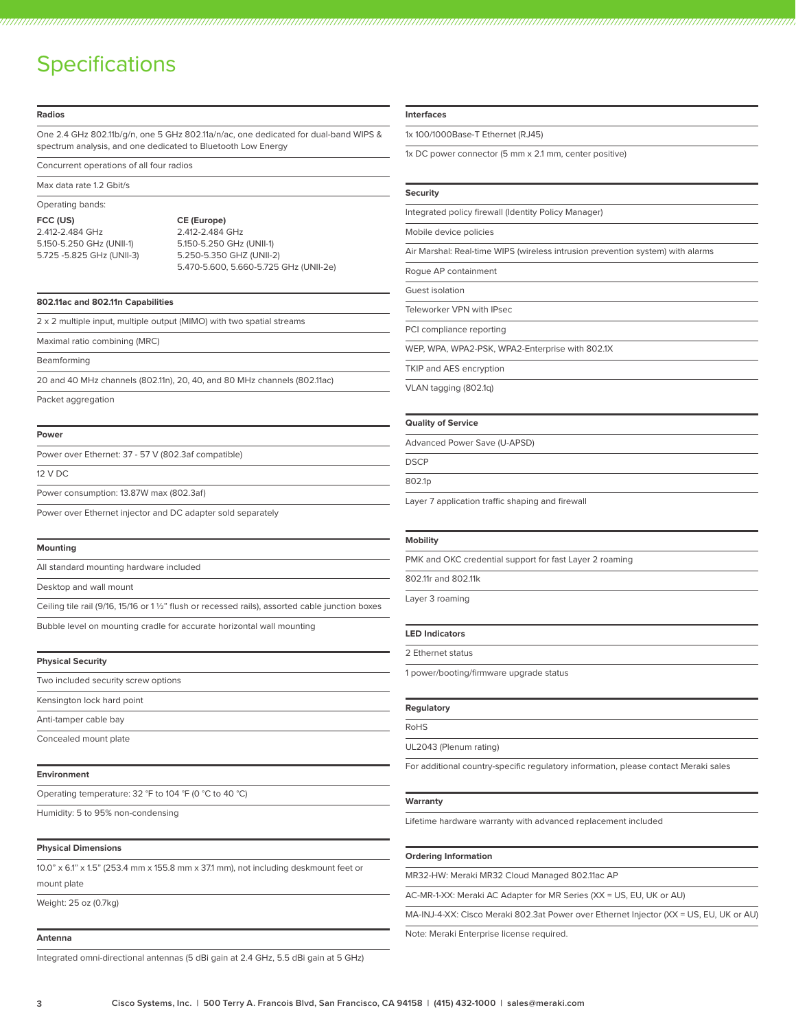# Specifications

### Radios

One 2.4 GHz 802.11b/g/n, one 5 GHz 802.11a/n/ac, one dedicated for dual-band WIPS & spectrum analysis, and one dedicated to Bluetooth Low Energy

Concurrent operations of all four radios

Max data rate 1.2 Gbit/s

Operating bands:

| FCC (US) | CE (Europe) |
| --- | --- |
| 2.412-2.484 GHz | 2.412-2.484 GHz |
| 5.150-5.250 GHz (UNII-1) | 5.150-5.250 GHz (UNII-1) |
| 5.725 -5.825 GHz (UNII-3) | 5.250-5.350 GHZ (UNII-2) |
| | 5.470-5.600, 5.660-5.725 GHz (UNII-2e) |

### 802.11ac and 802.11n Capabilities

2 x 2 multiple input, multiple output (MIMO) with two spatial streams

Maximal ratio combining (MRC)

Beamforming

20 and 40 MHz channels (802.11n), 20, 40, and 80 MHz channels (802.11ac)

Packet aggregation

### Power

Power over Ethernet: 37 - 57 V (802.3af compatible)

12 V DC

Power consumption: 13.87W max (802.3af)

Power over Ethernet injector and DC adapter sold separately

### Mounting

All standard mounting hardware included

Desktop and wall mount

Ceiling tile rail (9/16, 15/16 or 1 ½" flush or recessed rails), assorted cable junction boxes

Bubble level on mounting cradle for accurate horizontal wall mounting

### Physical Security

Two included security screw options

Kensington lock hard point

Anti-tamper cable bay

Concealed mount plate

### Environment

Operating temperature: 32 °F to 104 °F (0 °C to 40 °C)

Humidity: 5 to 95% non-condensing

### Physical Dimensions

10.0" x 6.1" x 1.5" (253.4 mm x 155.8 mm x 37.1 mm), not including deskmount feet or mount plate

Weight: 25 oz (0.7kg)

### Antenna

Integrated omni-directional antennas (5 dBi gain at 2.4 GHz, 5.5 dBi gain at 5 GHz)

### Interfaces

1x 100/1000Base-T Ethernet (RJ45)

1x DC power connector (5 mm x 2.1 mm, center positive)

### Security

Integrated policy firewall (Identity Policy Manager)

Mobile device policies

Air Marshal: Real-time WIPS (wireless intrusion prevention system) with alarms

Rogue AP containment

Guest isolation

Teleworker VPN with IPsec

PCI compliance reporting

WEP, WPA, WPA2-PSK, WPA2-Enterprise with 802.1X

TKIP and AES encryption

VLAN tagging (802.1q)

### Quality of Service

Advanced Power Save (U-APSD)

DSCP

802.1p

Layer 7 application traffic shaping and firewall

### Mobility

PMK and OKC credential support for fast Layer 2 roaming

802.11r and 802.11k

Layer 3 roaming

### LED Indicators

2 Ethernet status

1 power/booting/firmware upgrade status

### Regulatory

RoHS

UL2043 (Plenum rating)

For additional country-specific regulatory information, please contact Meraki sales

### Warranty

Lifetime hardware warranty with advanced replacement included

### Ordering Information

MR32-HW: Meraki MR32 Cloud Managed 802.11ac AP

AC-MR-1-XX: Meraki AC Adapter for MR Series (XX = US, EU, UK or AU)

MA-INJ-4-XX: Cisco Meraki 802.3at Power over Ethernet Injector (XX = US, EU, UK or AU)

Note: Meraki Enterprise license required.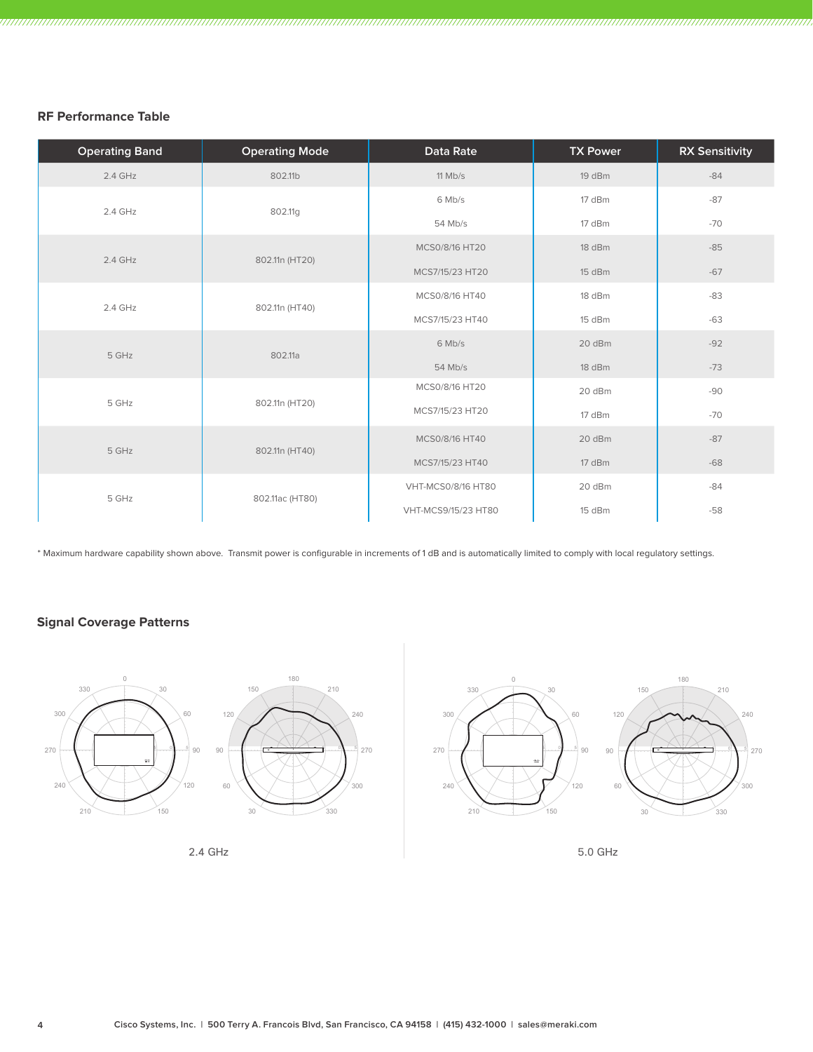### RF Performance Table

| Operating Band | Operating Mode | Data Rate | TX Power | RX Sensitivity |
| --- | --- | --- | --- | --- |
| 2.4 GHz | 802.11b | 11 Mb/s | 19 dBm | -84 |
| 2.4 GHz | 802.11g | 6 Mb/s | 17 dBm | -87 |
| | | 54 Mb/s | 17 dBm | -70 |
| 2.4 GHz | 802.11n (HT20) | MCS0/8/16 HT20 | 18 dBm | -85 |
| | | MCS7/15/23 HT20 | 15 dBm | -67 |
| 2.4 GHz | 802.11n (HT40) | MCS0/8/16 HT40 | 18 dBm | -83 |
| | | MCS7/15/23 HT40 | 15 dBm | -63 |
| 5 GHz | 802.11a | 6 Mb/s | 20 dBm | -92 |
| | | 54 Mb/s | 18 dBm | -73 |
| 5 GHz | 802.11n (HT20) | MCS0/8/16 HT20 | 20 dBm | -90 |
| | | MCS7/15/23 HT20 | 17 dBm | -70 |
| 5 GHz | 802.11n (HT40) | MCS0/8/16 HT40 | 20 dBm | -87 |
| | | MCS7/15/23 HT40 | 17 dBm | -68 |
| 5 GHz | 802.11ac (HT80) | VHT-MCS0/8/16 HT80 | 20 dBm | -84 |
| | | VHT-MCS9/15/23 HT80 | 15 dBm | -58 |

* Maximum hardware capability shown above. Transmit power is configurable in increments of 1 dB and is automatically limited to comply with local regulatory settings.

### Signal Coverage Patterns

2.4 GHz

5.0 GHz